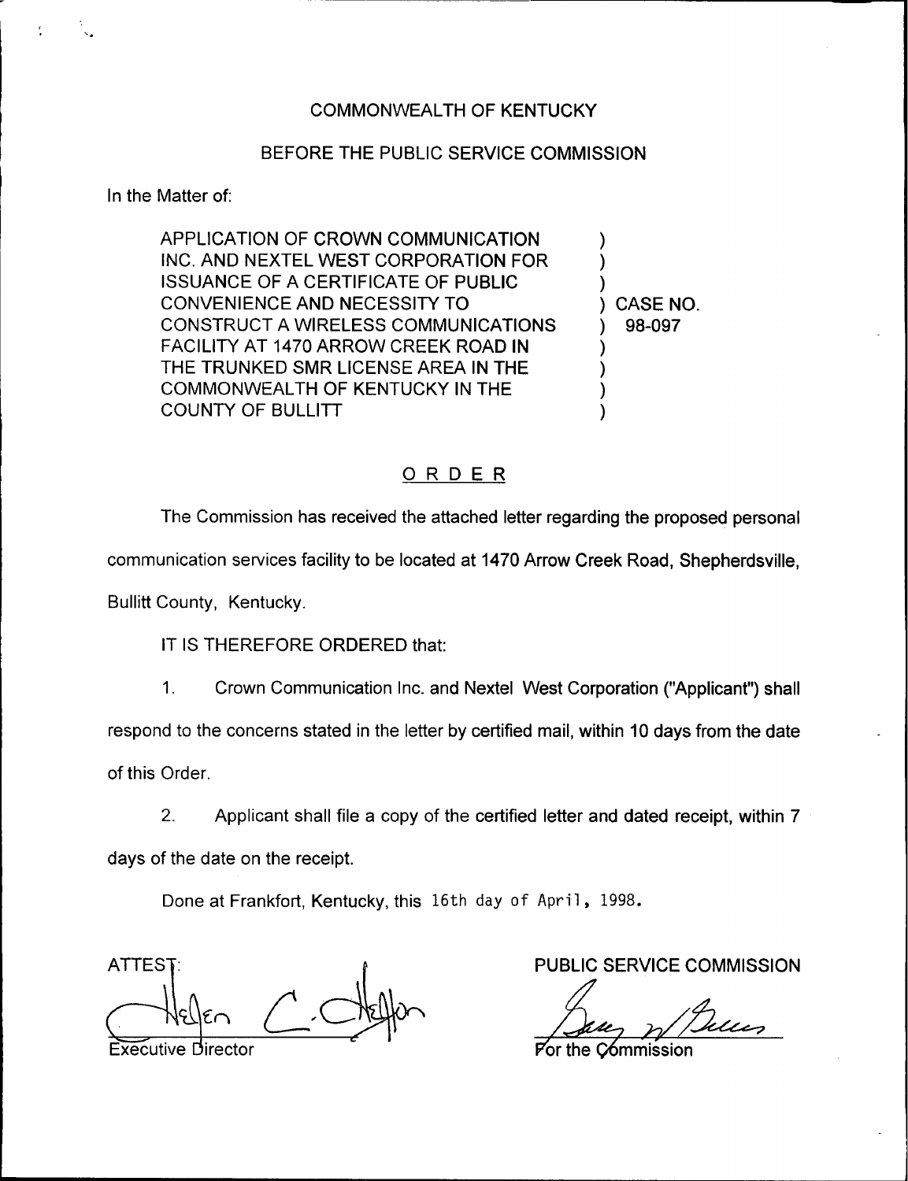COMMONWEALTH OF KENTUCKY

BEFORE THE PUBLIC SERVICE COMMISSION

In the Matter of:

APPLICATION OF CROWN COMMUNICATION INC. AND NEXTEL WEST CORPORATION FOR ISSUANCE OF A CERTIFICATE OF PUBLIC CONVENIENCE AND NECESSITY TO CONSTRUCT A WIRELESS COMMUNICATIONS FACILITY AT 1470 ARROW CREEK ROAD IN THE TRUNKED SMR LICENSE AREA IN THE COMMONWEALTH OF KENTUCKY IN THE COUNTY OF BULLITT

) CASE NO. 98-097

## ORDER

The Commission has received the attached letter regarding the proposed personal communication services facility to be located at 1470 Arrow Creek Road, Shepherdsville, Bullitt County, Kentucky.

IT IS THEREFORE ORDERED that:

1. Crown Communication Inc. and Nextel West Corporation ("Applicant") shall respond to the concerns stated in the letter by certified mail, within 10 days from the date of this Order.

2. Applicant shall file a copy of the certified letter and dated receipt, within 7 days of the date on the receipt.

Done at Frankfort, Kentucky, this 16th day of April, 1998.

ATTEST:

Helen C. Helton
Executive Director

PUBLIC SERVICE COMMISSION

For the Commission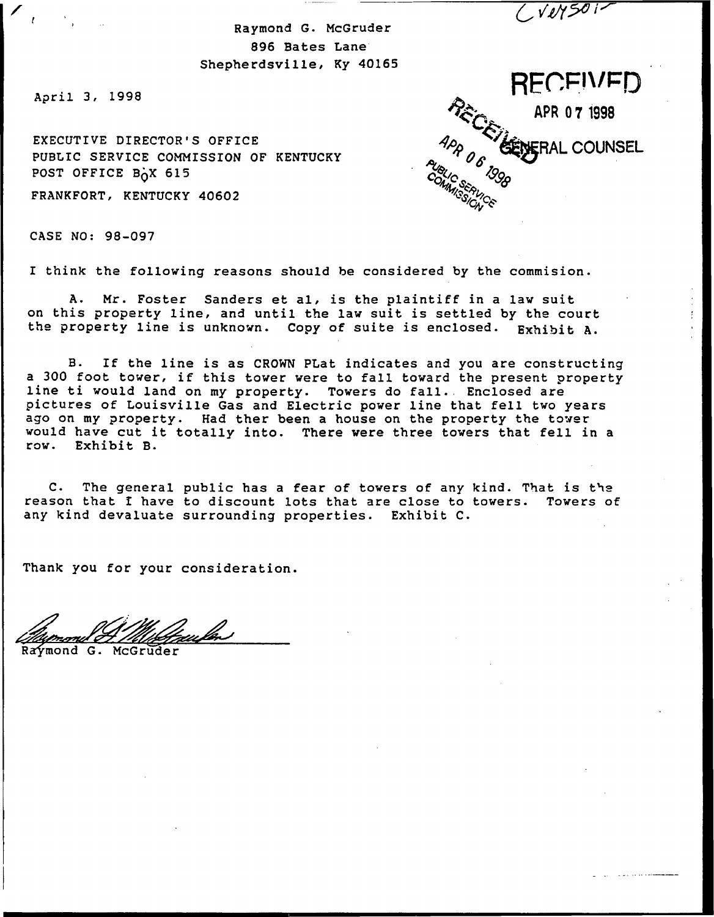CV2Y501

Raymond G. McGruder
896 Bates Lane
Shepherdsville, Ky 40165

RECEIVED
APR 07 1998
GENERAL COUNSEL

RECEIVED
APR 06 1998
PUBLIC SERVICE COMMISSION

April 3, 1998

EXECUTIVE DIRECTOR'S OFFICE
PUBLIC SERVICE COMMISSION OF KENTUCKY
POST OFFICE BOX 615
FRANKFORT, KENTUCKY 40602

CASE NO: 98-097

I think the following reasons should be considered by the commision.

A. Mr. Foster Sanders et al, is the plaintiff in a law suit on this property line, and until the law suit is settled by the court the property line is unknown. Copy of suite is enclosed. Exhibit A.

B. If the line is as CROWN PLat indicates and you are constructing a 300 foot tower, if this tower were to fall toward the present property line ti would land on my property. Towers do fall. Enclosed are pictures of Louisville Gas and Electric power line that fell two years ago on my property. Had ther been a house on the property the tower would have cut it totally into. There were three towers that fell in a row. Exhibit B.

C. The general public has a fear of towers of any kind. That is the reason that I have to discount lots that are close to towers. Towers of any kind devaluate surrounding properties. Exhibit C.

Thank you for your consideration.

Raymond G. McGruder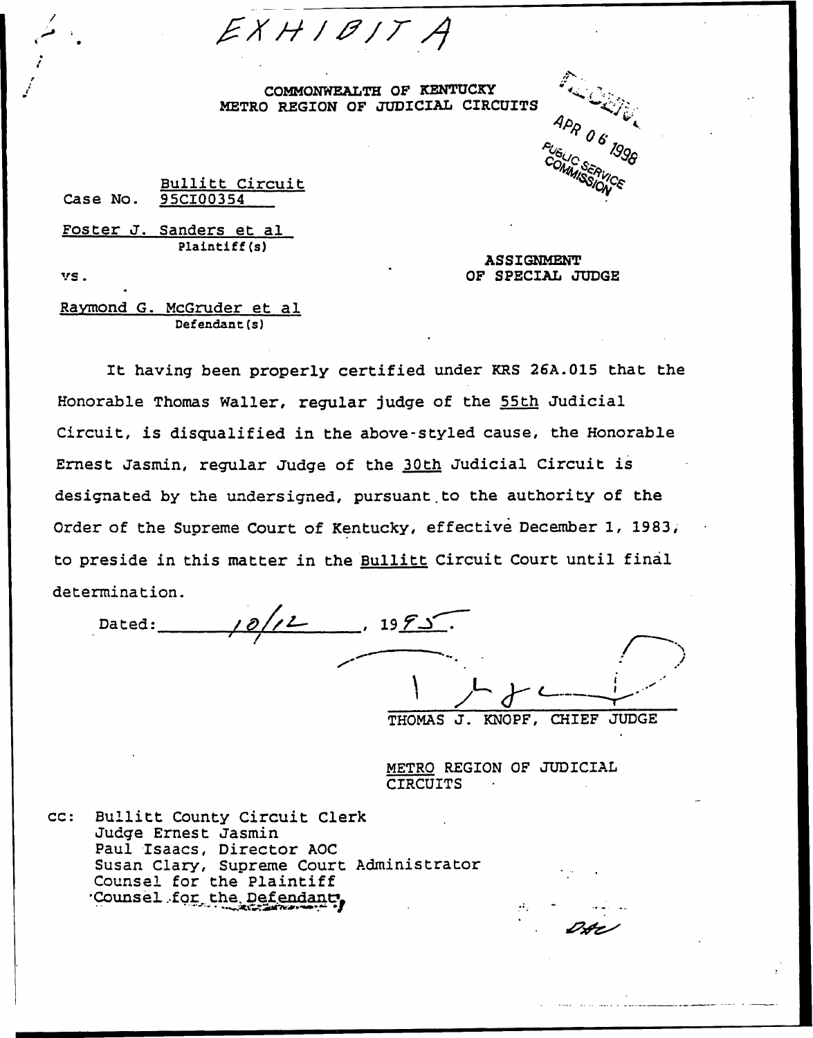EXHIBIT A

COMMONWEALTH OF KENTUCKY
METRO REGION OF JUDICIAL CIRCUITS

RECEIVED
APR 06 1998
PUBLIC SERVICE COMMISSION

Bullitt Circuit
Case No. 95CI00354

Foster J. Sanders et al
Plaintiff(s)

vs.

Raymond G. McGruder et al
Defendant(s)

**ASSIGNMENT OF SPECIAL JUDGE**

It having been properly certified under KRS 26A.015 that the Honorable Thomas Waller, regular judge of the 55th Judicial Circuit, is disqualified in the above-styled cause, the Honorable Ernest Jasmin, regular Judge of the 30th Judicial Circuit is designated by the undersigned, pursuant to the authority of the Order of the Supreme Court of Kentucky, effective December 1, 1983, to preside in this matter in the Bullitt Circuit Court until final determination.

Dated: 10/12, 1995.

THOMAS J. KNOPF, CHIEF JUDGE

METRO REGION OF JUDICIAL CIRCUITS

cc: Bullitt County Circuit Clerk
Judge Ernest Jasmin
Paul Isaacs, Director AOC
Susan Clary, Supreme Court Administrator
Counsel for the Plaintiff
Counsel for the Defendant